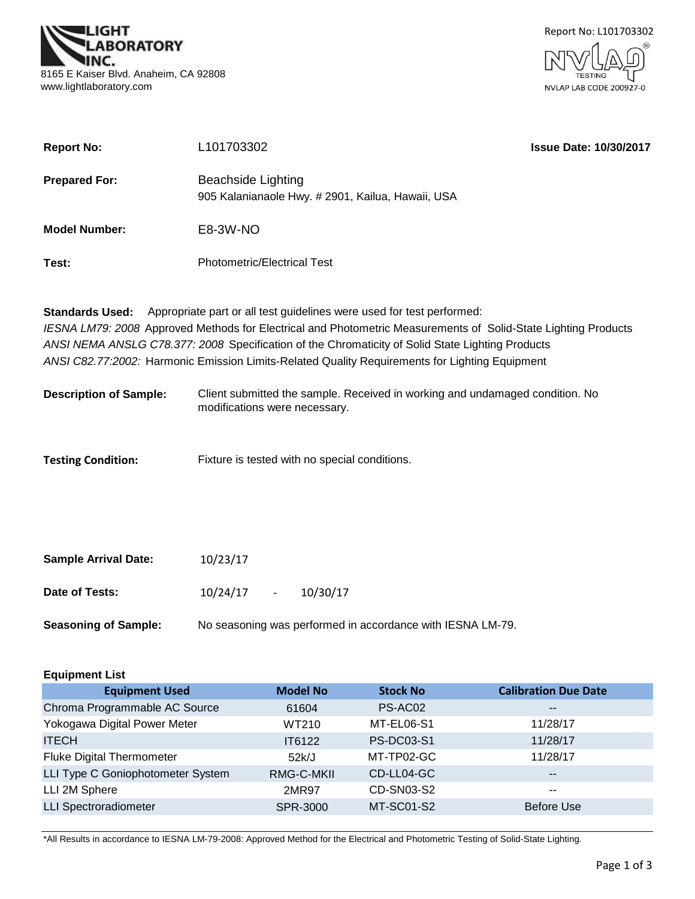LIGHT LABORATORY INC.
8165 E Kaiser Blvd. Anaheim, CA 92808
www.lightlaboratory.com

Report No: L101703302
NVLAP TESTING
NVLAP LAB CODE 200927-0

**Report No:** L101703302 **Issue Date: 10/30/2017**

**Prepared For:** Beachside Lighting
905 Kalanianaole Hwy. # 2901, Kailua, Hawaii, USA

**Model Number:** E8-3W-NO

**Test:** Photometric/Electrical Test

**Standards Used:** Appropriate part or all test guidelines were used for test performed:
*IESNA LM79: 2008* Approved Methods for Electrical and Photometric Measurements of Solid-State Lighting Products
*ANSI NEMA ANSLG C78.377: 2008* Specification of the Chromaticity of Solid State Lighting Products
*ANSI C82.77:2002:* Harmonic Emission Limits-Related Quality Requirements for Lighting Equipment

**Description of Sample:** Client submitted the sample. Received in working and undamaged condition. No modifications were necessary.

**Testing Condition:** Fixture is tested with no special conditions.

**Sample Arrival Date:** 10/23/17

**Date of Tests:** 10/24/17 - 10/30/17

**Seasoning of Sample:** No seasoning was performed in accordance with IESNA LM-79.

**Equipment List**

| Equipment Used | Model No | Stock No | Calibration Due Date |
|---|---|---|---|
| Chroma Programmable AC Source | 61604 | PS-AC02 | -- |
| Yokogawa Digital Power Meter | WT210 | MT-EL06-S1 | 11/28/17 |
| ITECH | IT6122 | PS-DC03-S1 | 11/28/17 |
| Fluke Digital Thermometer | 52k/J | MT-TP02-GC | 11/28/17 |
| LLI Type C Goniophotometer System | RMG-C-MKII | CD-LL04-GC | -- |
| LLI 2M Sphere | 2MR97 | CD-SN03-S2 | -- |
| LLI Spectroradiometer | SPR-3000 | MT-SC01-S2 | Before Use |

*All Results in accordance to IESNA LM-79-2008: Approved Method for the Electrical and Photometric Testing of Solid-State Lighting.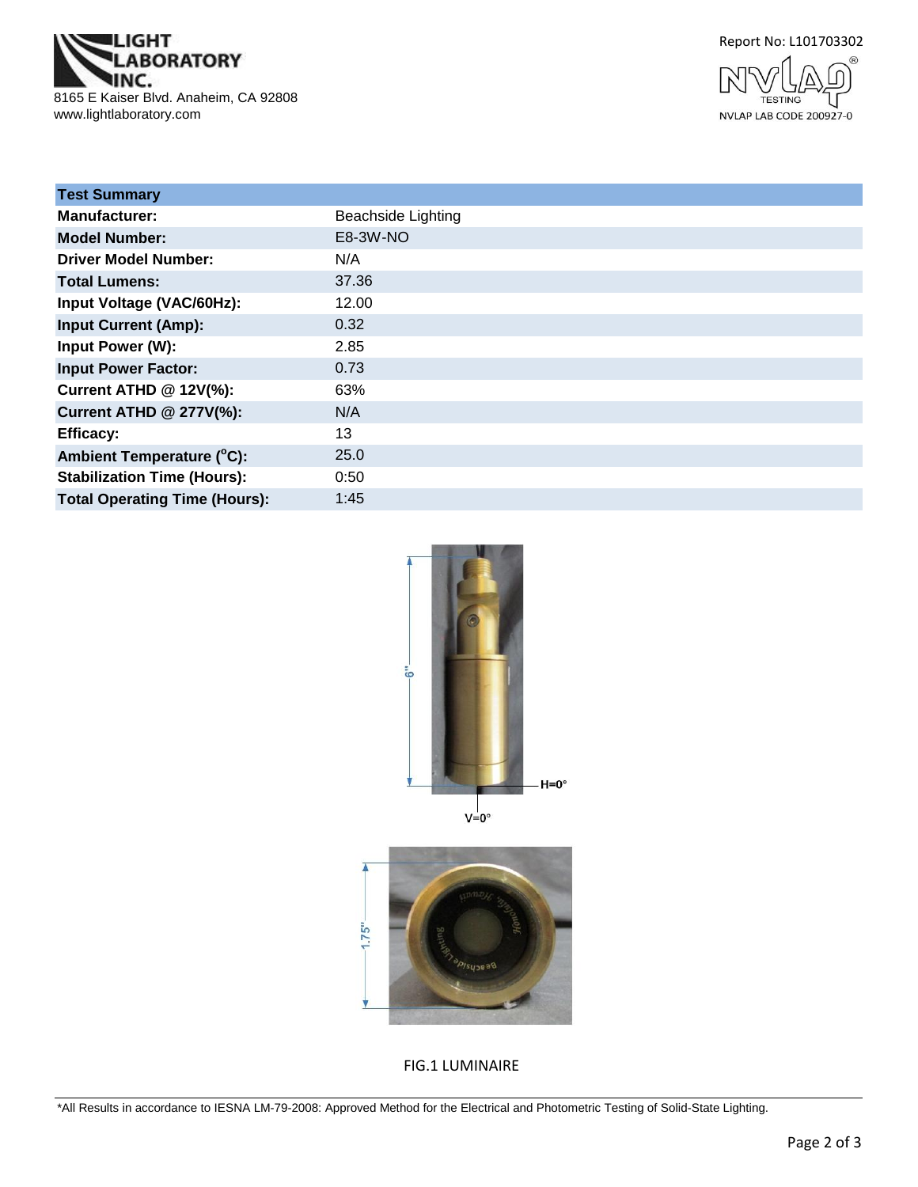LIGHT LABORATORY INC.
8165 E Kaiser Blvd. Anaheim, CA 92808
www.lightlaboratory.com

Report No: L101703302

NVLAP TESTING
NVLAP LAB CODE 200927-0

| Test Summary | |
|---|---|
| **Manufacturer:** | Beachside Lighting |
| **Model Number:** | E8-3W-NO |
| **Driver Model Number:** | N/A |
| **Total Lumens:** | 37.36 |
| **Input Voltage (VAC/60Hz):** | 12.00 |
| **Input Current (Amp):** | 0.32 |
| **Input Power (W):** | 2.85 |
| **Input Power Factor:** | 0.73 |
| **Current ATHD @ 12V(%):** | 63% |
| **Current ATHD @ 277V(%):** | N/A |
| **Efficacy:** | 13 |
| **Ambient Temperature (°C):** | 25.0 |
| **Stabilization Time (Hours):** | 0:50 |
| **Total Operating Time (Hours):** | 1:45 |

FIG.1 LUMINAIRE

*All Results in accordance to IESNA LM-79-2008: Approved Method for the Electrical and Photometric Testing of Solid-State Lighting.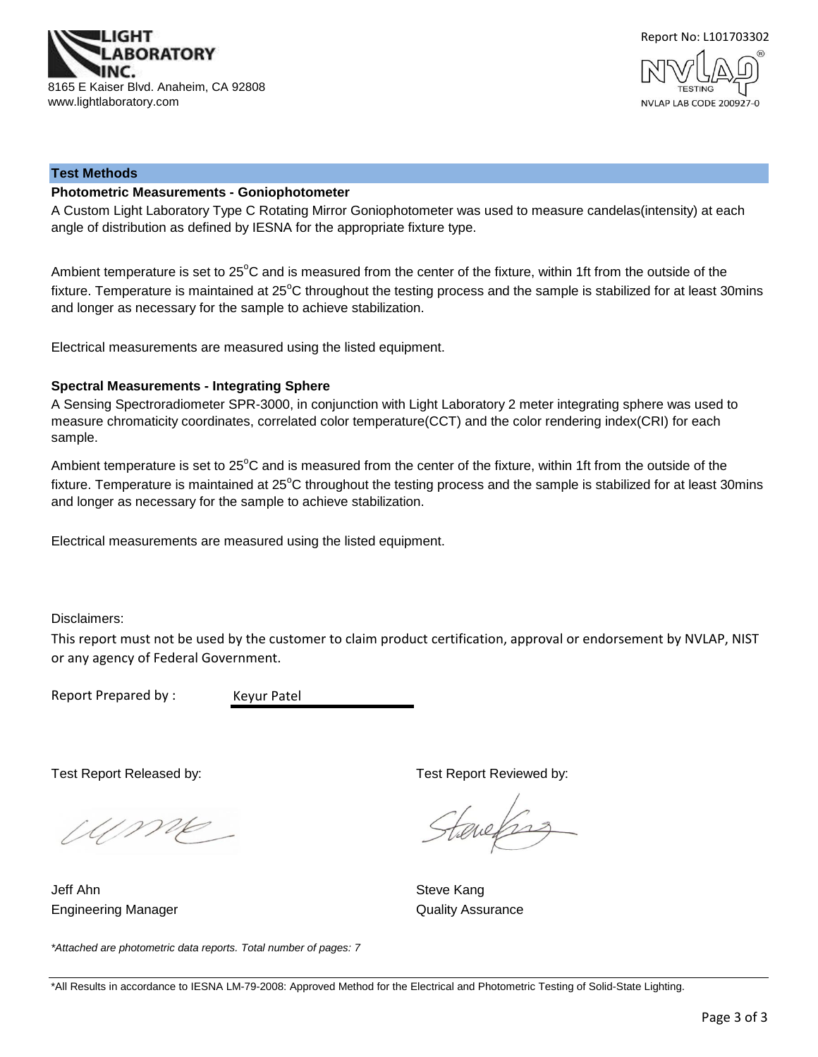LIGHT LABORATORY INC.
8165 E Kaiser Blvd. Anaheim, CA 92808
www.lightlaboratory.com

Report No: L101703302

NVLAP LAB CODE 200927-0

## Test Methods

### Photometric Measurements - Goniophotometer

A Custom Light Laboratory Type C Rotating Mirror Goniophotometer was used to measure candelas(intensity) at each angle of distribution as defined by IESNA for the appropriate fixture type.

Ambient temperature is set to 25°C and is measured from the center of the fixture, within 1ft from the outside of the fixture. Temperature is maintained at 25°C throughout the testing process and the sample is stabilized for at least 30mins and longer as necessary for the sample to achieve stabilization.

Electrical measurements are measured using the listed equipment.

### Spectral Measurements - Integrating Sphere

A Sensing Spectroradiometer SPR-3000, in conjunction with Light Laboratory 2 meter integrating sphere was used to measure chromaticity coordinates, correlated color temperature(CCT) and the color rendering index(CRI) for each sample.

Ambient temperature is set to 25°C and is measured from the center of the fixture, within 1ft from the outside of the fixture. Temperature is maintained at 25°C throughout the testing process and the sample is stabilized for at least 30mins and longer as necessary for the sample to achieve stabilization.

Electrical measurements are measured using the listed equipment.

Disclaimers:

This report must not be used by the customer to claim product certification, approval or endorsement by NVLAP, NIST or any agency of Federal Government.

Report Prepared by : Keyur Patel

Test Report Released by:

Jeff Ahn
Engineering Manager

Test Report Reviewed by:

Steve Kang
Quality Assurance

*Attached are photometric data reports. Total number of pages: 7*

*All Results in accordance to IESNA LM-79-2008: Approved Method for the Electrical and Photometric Testing of Solid-State Lighting.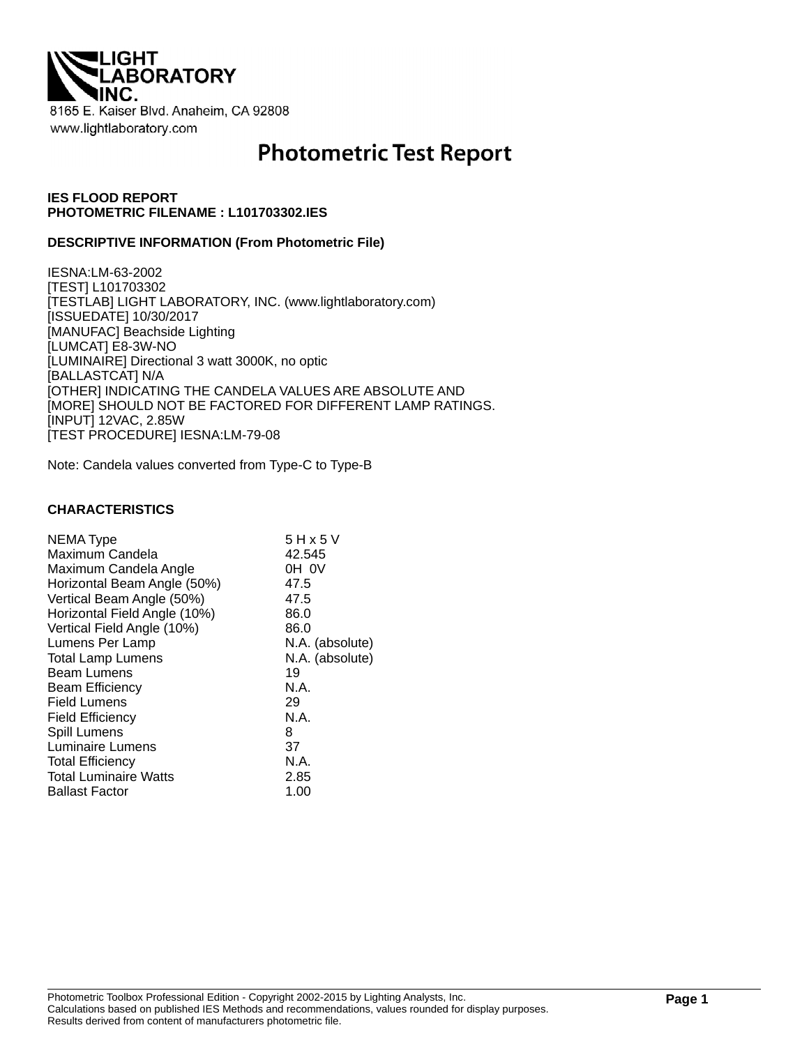LIGHT LABORATORY INC.

8165 E. Kaiser Blvd. Anaheim, CA 92808
www.lightlaboratory.com

# Photometric Test Report

**IES FLOOD REPORT**
**PHOTOMETRIC FILENAME : L101703302.IES**

**DESCRIPTIVE INFORMATION (From Photometric File)**

IESNA:LM-63-2002
[TEST] L101703302
[TESTLAB] LIGHT LABORATORY, INC. (www.lightlaboratory.com)
[ISSUEDATE] 10/30/2017
[MANUFAC] Beachside Lighting
[LUMCAT] E8-3W-NO
[LUMINAIRE] Directional 3 watt 3000K, no optic
[BALLASTCAT] N/A
[OTHER] INDICATING THE CANDELA VALUES ARE ABSOLUTE AND
[MORE] SHOULD NOT BE FACTORED FOR DIFFERENT LAMP RATINGS.
[INPUT] 12VAC, 2.85W
[TEST PROCEDURE] IESNA:LM-79-08

Note: Candela values converted from Type-C to Type-B

**CHARACTERISTICS**

| | |
|---|---|
| NEMA Type | 5 H x 5 V |
| Maximum Candela | 42.545 |
| Maximum Candela Angle | 0H 0V |
| Horizontal Beam Angle (50%) | 47.5 |
| Vertical Beam Angle (50%) | 47.5 |
| Horizontal Field Angle (10%) | 86.0 |
| Vertical Field Angle (10%) | 86.0 |
| Lumens Per Lamp | N.A. (absolute) |
| Total Lamp Lumens | N.A. (absolute) |
| Beam Lumens | 19 |
| Beam Efficiency | N.A. |
| Field Lumens | 29 |
| Field Efficiency | N.A. |
| Spill Lumens | 8 |
| Luminaire Lumens | 37 |
| Total Efficiency | N.A. |
| Total Luminaire Watts | 2.85 |
| Ballast Factor | 1.00 |

Photometric Toolbox Professional Edition - Copyright 2002-2015 by Lighting Analysts, Inc.
Calculations based on published IES Methods and recommendations, values rounded for display purposes.
Results derived from content of manufacturers photometric file.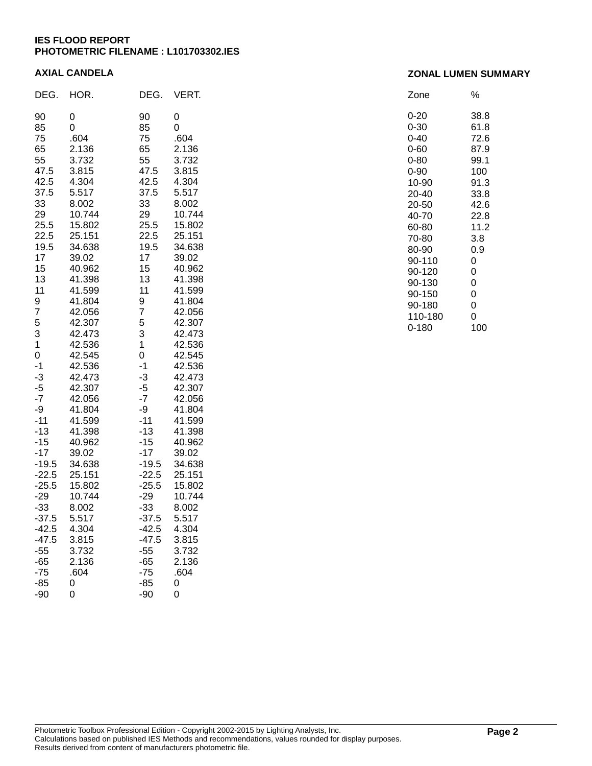**IES FLOOD REPORT**
**PHOTOMETRIC FILENAME : L101703302.IES**

## AXIAL CANDELA

| DEG. | HOR. | DEG. | VERT. |
|---|---|---|---|
| 90 | 0 | 90 | 0 |
| 85 | 0 | 85 | 0 |
| 75 | .604 | 75 | .604 |
| 65 | 2.136 | 65 | 2.136 |
| 55 | 3.732 | 55 | 3.732 |
| 47.5 | 3.815 | 47.5 | 3.815 |
| 42.5 | 4.304 | 42.5 | 4.304 |
| 37.5 | 5.517 | 37.5 | 5.517 |
| 33 | 8.002 | 33 | 8.002 |
| 29 | 10.744 | 29 | 10.744 |
| 25.5 | 15.802 | 25.5 | 15.802 |
| 22.5 | 25.151 | 22.5 | 25.151 |
| 19.5 | 34.638 | 19.5 | 34.638 |
| 17 | 39.02 | 17 | 39.02 |
| 15 | 40.962 | 15 | 40.962 |
| 13 | 41.398 | 13 | 41.398 |
| 11 | 41.599 | 11 | 41.599 |
| 9 | 41.804 | 9 | 41.804 |
| 7 | 42.056 | 7 | 42.056 |
| 5 | 42.307 | 5 | 42.307 |
| 3 | 42.473 | 3 | 42.473 |
| 1 | 42.536 | 1 | 42.536 |
| 0 | 42.545 | 0 | 42.545 |
| -1 | 42.536 | -1 | 42.536 |
| -3 | 42.473 | -3 | 42.473 |
| -5 | 42.307 | -5 | 42.307 |
| -7 | 42.056 | -7 | 42.056 |
| -9 | 41.804 | -9 | 41.804 |
| -11 | 41.599 | -11 | 41.599 |
| -13 | 41.398 | -13 | 41.398 |
| -15 | 40.962 | -15 | 40.962 |
| -17 | 39.02 | -17 | 39.02 |
| -19.5 | 34.638 | -19.5 | 34.638 |
| -22.5 | 25.151 | -22.5 | 25.151 |
| -25.5 | 15.802 | -25.5 | 15.802 |
| -29 | 10.744 | -29 | 10.744 |
| -33 | 8.002 | -33 | 8.002 |
| -37.5 | 5.517 | -37.5 | 5.517 |
| -42.5 | 4.304 | -42.5 | 4.304 |
| -47.5 | 3.815 | -47.5 | 3.815 |
| -55 | 3.732 | -55 | 3.732 |
| -65 | 2.136 | -65 | 2.136 |
| -75 | .604 | -75 | .604 |
| -85 | 0 | -85 | 0 |
| -90 | 0 | -90 | 0 |

## ZONAL LUMEN SUMMARY

| Zone | % |
|---|---|
| 0-20 | 38.8 |
| 0-30 | 61.8 |
| 0-40 | 72.6 |
| 0-60 | 87.9 |
| 0-80 | 99.1 |
| 0-90 | 100 |
| 10-90 | 91.3 |
| 20-40 | 33.8 |
| 20-50 | 42.6 |
| 40-70 | 22.8 |
| 60-80 | 11.2 |
| 70-80 | 3.8 |
| 80-90 | 0.9 |
| 90-110 | 0 |
| 90-120 | 0 |
| 90-130 | 0 |
| 90-150 | 0 |
| 90-180 | 0 |
| 110-180 | 0 |
| 0-180 | 100 |

Photometric Toolbox Professional Edition - Copyright 2002-2015 by Lighting Analysts, Inc.
Calculations based on published IES Methods and recommendations, values rounded for display purposes.
Results derived from content of manufacturers photometric file.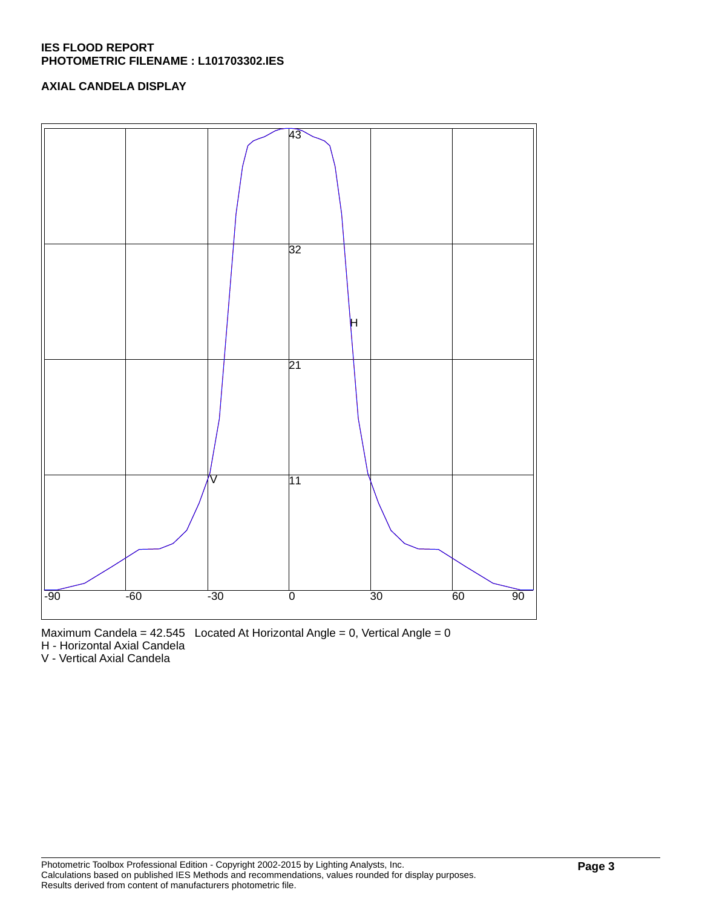**IES FLOOD REPORT**
**PHOTOMETRIC FILENAME : L101703302.IES**

**AXIAL CANDELA DISPLAY**

Maximum Candela = 42.545 Located At Horizontal Angle = 0, Vertical Angle = 0
H - Horizontal Axial Candela
V - Vertical Axial Candela

Photometric Toolbox Professional Edition - Copyright 2002-2015 by Lighting Analysts, Inc.
Calculations based on published IES Methods and recommendations, values rounded for display purposes.
Results derived from content of manufacturers photometric file.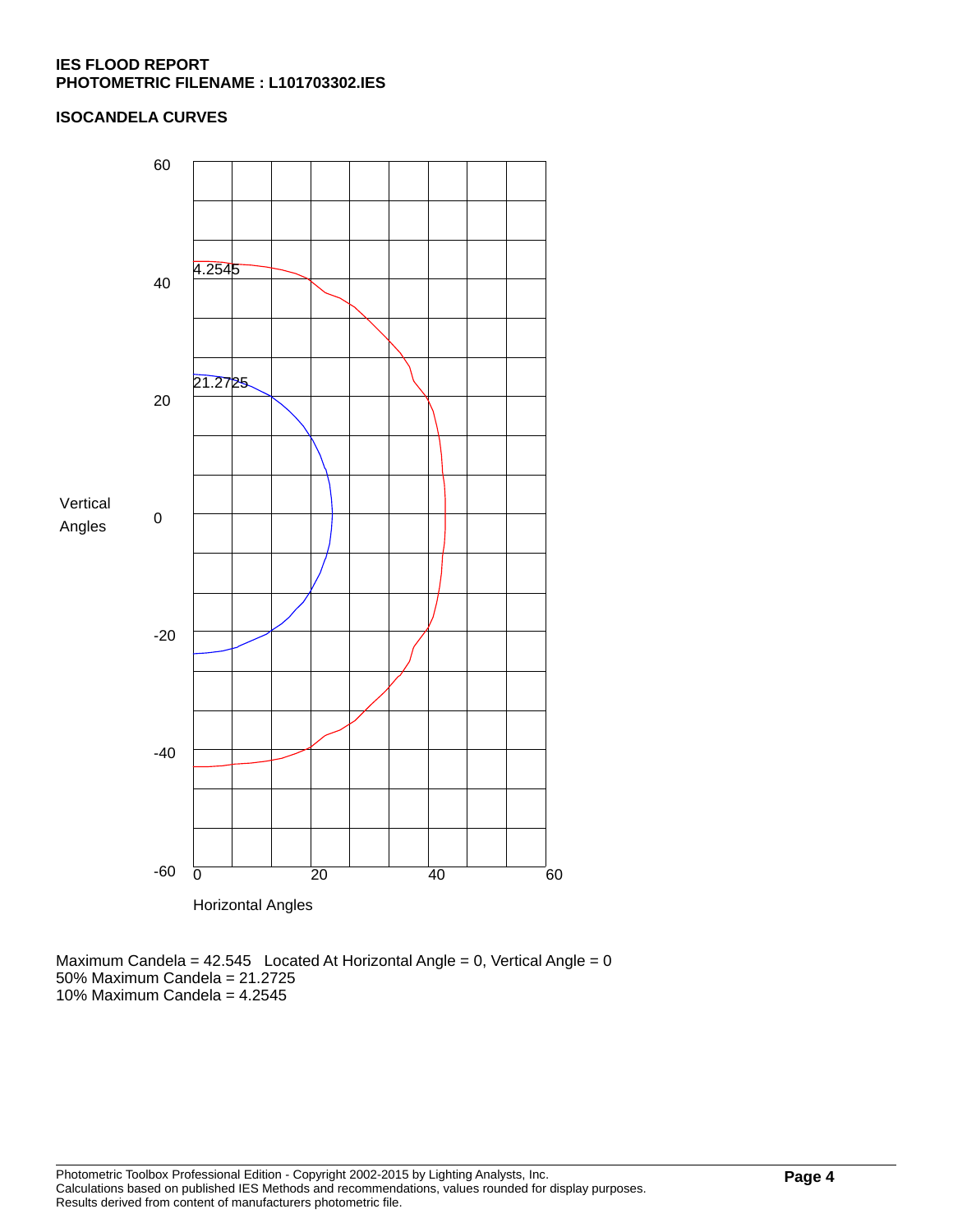**IES FLOOD REPORT**
**PHOTOMETRIC FILENAME : L101703302.IES**

**ISOCANDELA CURVES**

60
40
20
0
-20
-40
-60

Vertical Angles

0
20
40
60

Horizontal Angles

4.2545
21.2725

Maximum Candela = 42.545 Located At Horizontal Angle = 0, Vertical Angle = 0
50% Maximum Candela = 21.2725
10% Maximum Candela = 4.2545

Photometric Toolbox Professional Edition - Copyright 2002-2015 by Lighting Analysts, Inc.
Calculations based on published IES Methods and recommendations, values rounded for display purposes.
Results derived from content of manufacturers photometric file.